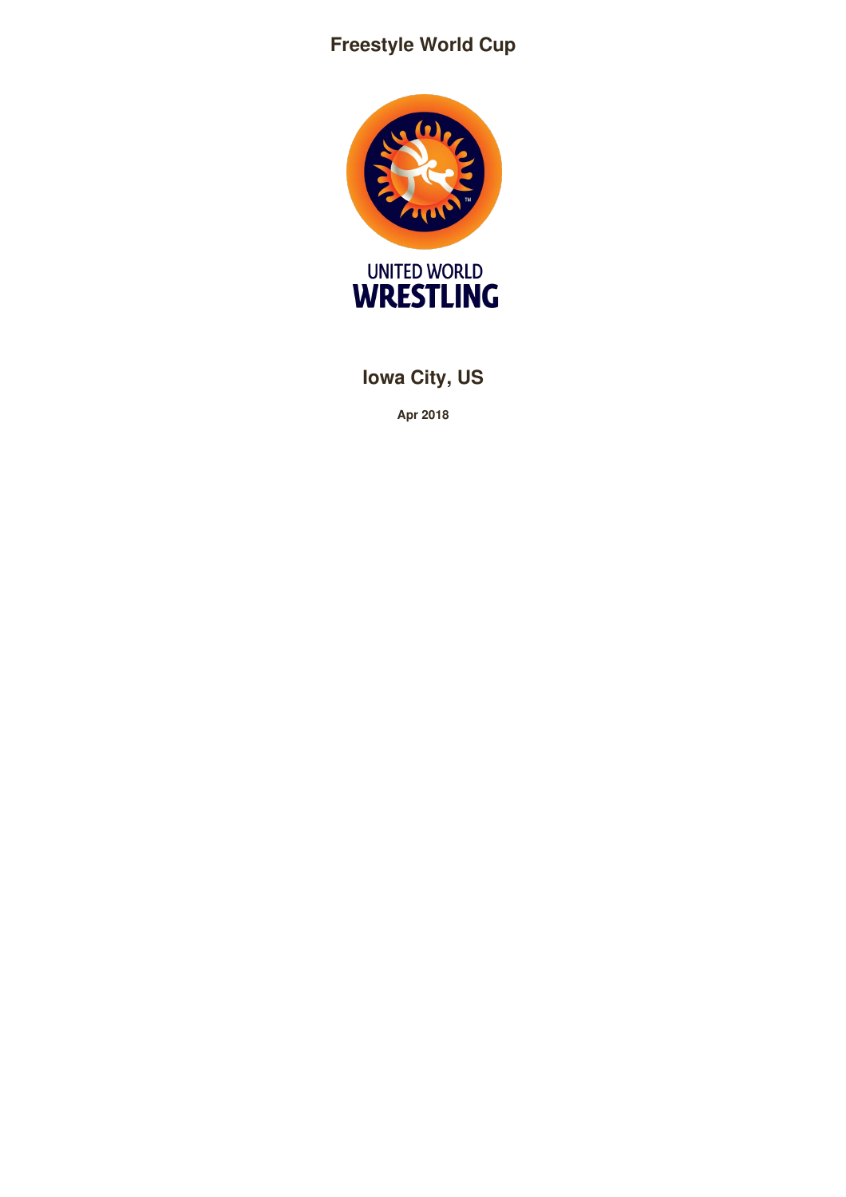# Freestyle World Cup

UNITED WORLD
WRESTLING

## Iowa City, US

**Apr 2018**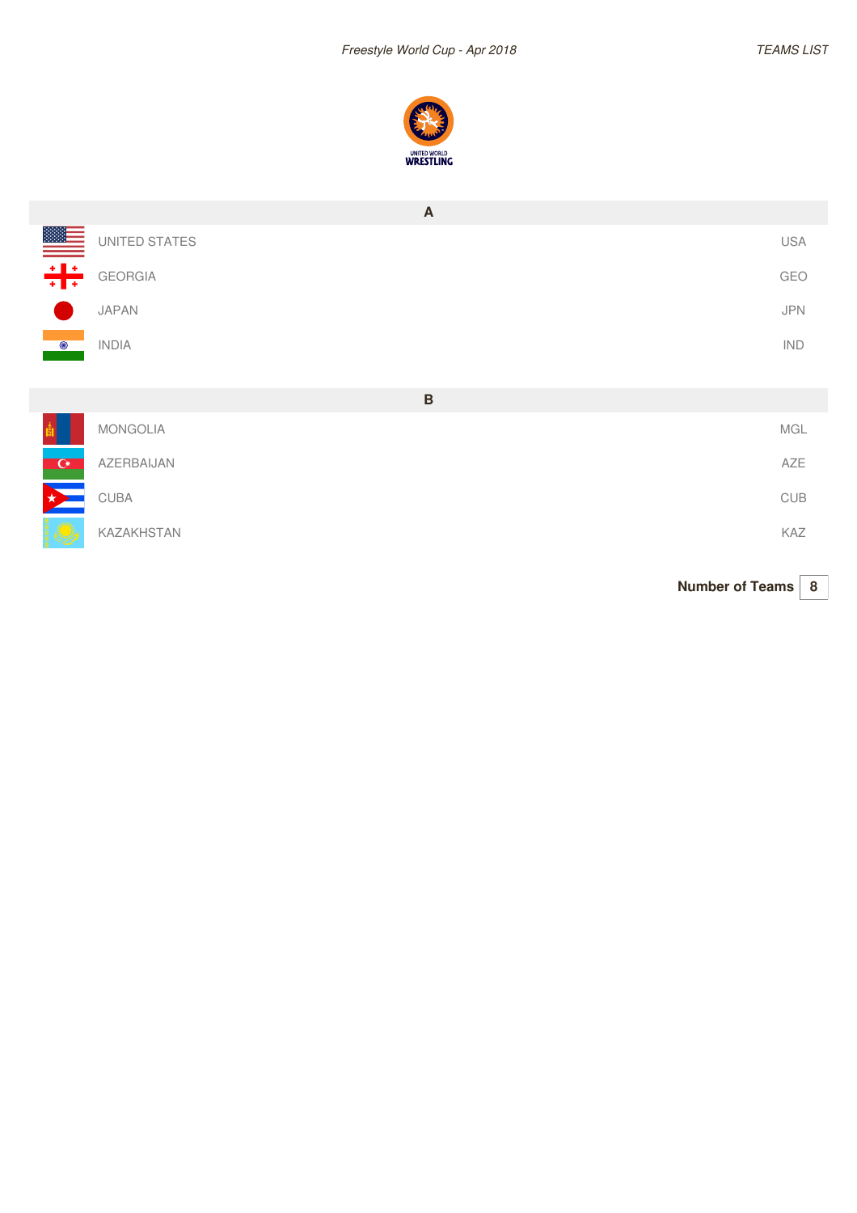## A

| Team | Code |
| --- | --- |
| UNITED STATES | USA |
| GEORGIA | GEO |
| JAPAN | JPN |
| INDIA | IND |

## B

| Team | Code |
| --- | --- |
| MONGOLIA | MGL |
| AZERBAIJAN | AZE |
| CUBA | CUB |
| KAZAKHSTAN | KAZ |

**Number of Teams** 8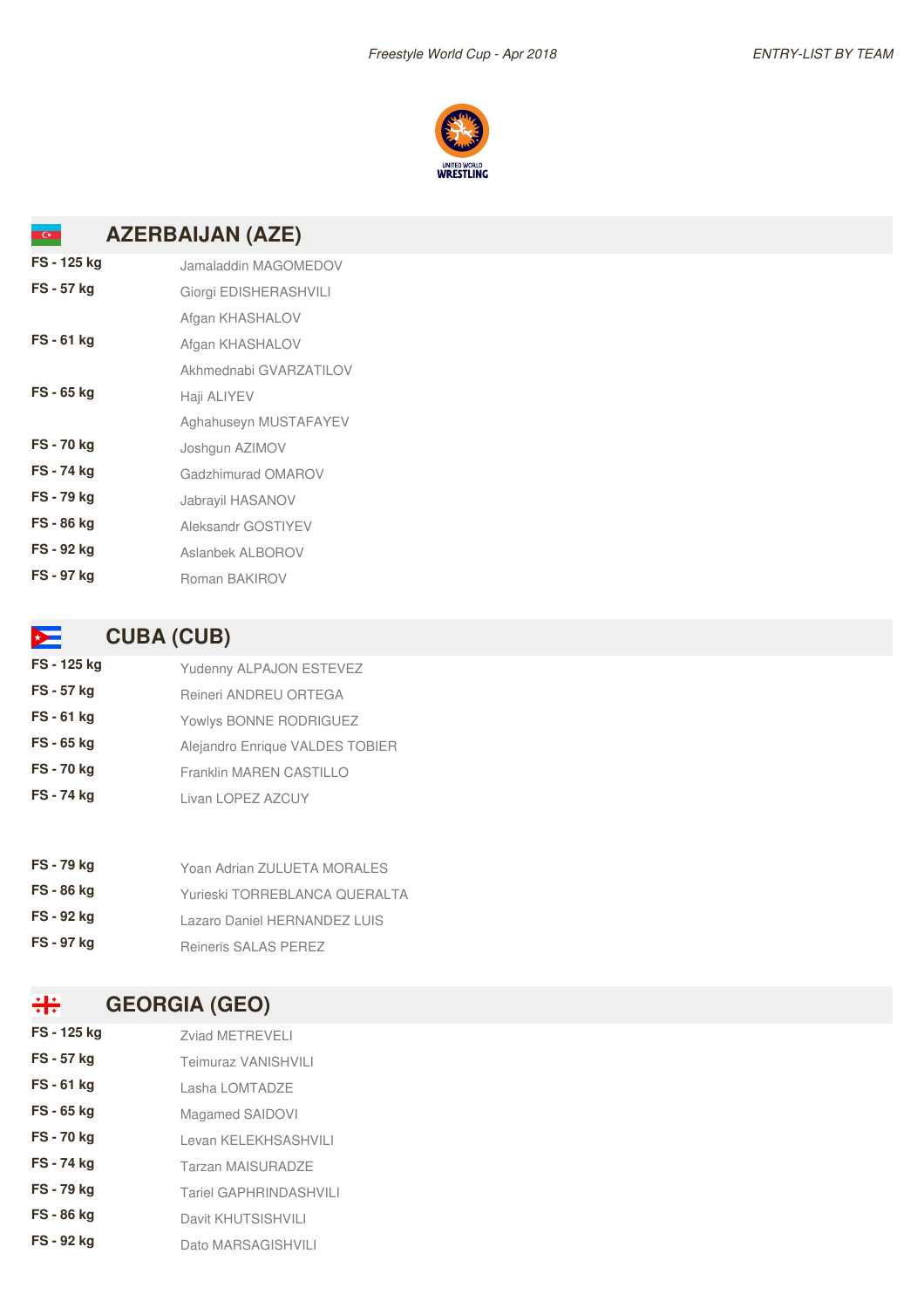## AZERBAIJAN (AZE)

| | |
|---|---|
| **FS - 125 kg** | Jamaladdin MAGOMEDOV |
| **FS - 57 kg** | Giorgi EDISHERASHVILI |
| | Afgan KHASHALOV |
| **FS - 61 kg** | Afgan KHASHALOV |
| | Akhmednabi GVARZATILOV |
| **FS - 65 kg** | Haji ALIYEV |
| | Aghahuseyn MUSTAFAYEV |
| **FS - 70 kg** | Joshgun AZIMOV |
| **FS - 74 kg** | Gadzhimurad OMAROV |
| **FS - 79 kg** | Jabrayil HASANOV |
| **FS - 86 kg** | Aleksandr GOSTIYEV |
| **FS - 92 kg** | Aslanbek ALBOROV |
| **FS - 97 kg** | Roman BAKIROV |

## CUBA (CUB)

| | |
|---|---|
| **FS - 125 kg** | Yudenny ALPAJON ESTEVEZ |
| **FS - 57 kg** | Reineri ANDREU ORTEGA |
| **FS - 61 kg** | Yowlys BONNE RODRIGUEZ |
| **FS - 65 kg** | Alejandro Enrique VALDES TOBIER |
| **FS - 70 kg** | Franklin MAREN CASTILLO |
| **FS - 74 kg** | Livan LOPEZ AZCUY |
| **FS - 79 kg** | Yoan Adrian ZULUETA MORALES |
| **FS - 86 kg** | Yurieski TORREBLANCA QUERALTA |
| **FS - 92 kg** | Lazaro Daniel HERNANDEZ LUIS |
| **FS - 97 kg** | Reineris SALAS PEREZ |

## GEORGIA (GEO)

| | |
|---|---|
| **FS - 125 kg** | Zviad METREVELI |
| **FS - 57 kg** | Teimuraz VANISHVILI |
| **FS - 61 kg** | Lasha LOMTADZE |
| **FS - 65 kg** | Magamed SAIDOVI |
| **FS - 70 kg** | Levan KELEKHSASHVILI |
| **FS - 74 kg** | Tarzan MAISURADZE |
| **FS - 79 kg** | Tariel GAPHRINDASHVILI |
| **FS - 86 kg** | Davit KHUTSISHVILI |
| **FS - 92 kg** | Dato MARSAGISHVILI |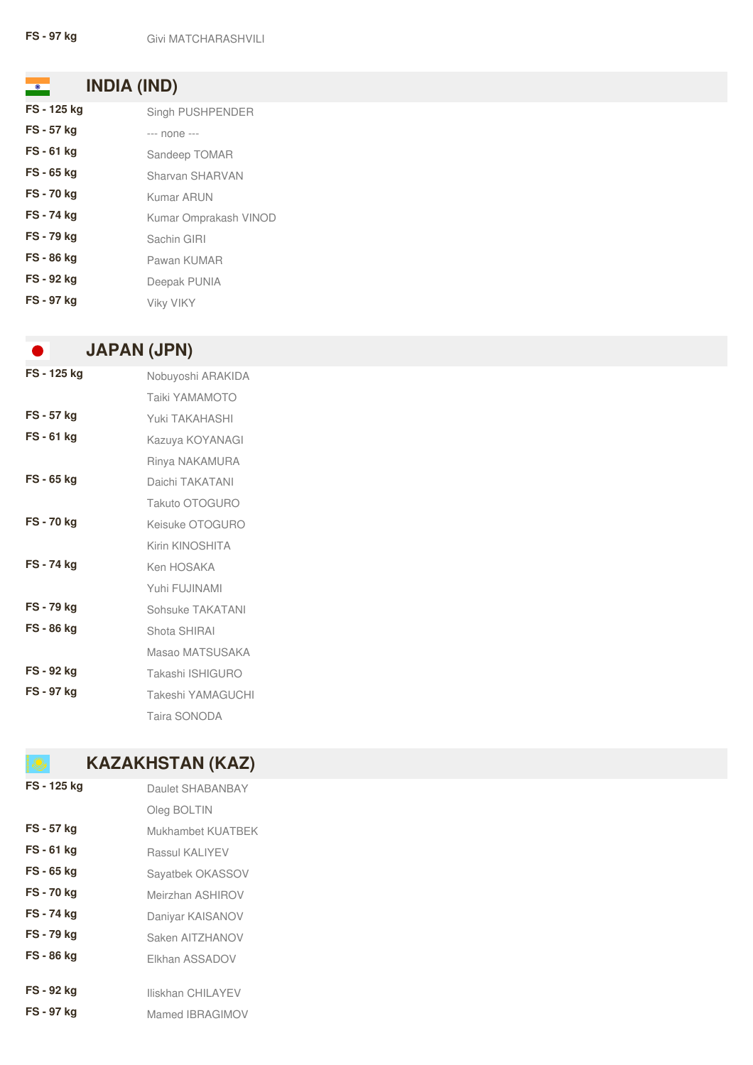| | |
|---|---|
| **FS - 97 kg** | Givi MATCHARASHVILI |

## INDIA (IND)

| | |
|---|---|
| **FS - 125 kg** | Singh PUSHPENDER |
| **FS - 57 kg** | --- none --- |
| **FS - 61 kg** | Sandeep TOMAR |
| **FS - 65 kg** | Sharvan SHARVAN |
| **FS - 70 kg** | Kumar ARUN |
| **FS - 74 kg** | Kumar Omprakash VINOD |
| **FS - 79 kg** | Sachin GIRI |
| **FS - 86 kg** | Pawan KUMAR |
| **FS - 92 kg** | Deepak PUNIA |
| **FS - 97 kg** | Viky VIKY |

## JAPAN (JPN)

| | |
|---|---|
| **FS - 125 kg** | Nobuyoshi ARAKIDA |
| | Taiki YAMAMOTO |
| **FS - 57 kg** | Yuki TAKAHASHI |
| **FS - 61 kg** | Kazuya KOYANAGI |
| | Rinya NAKAMURA |
| **FS - 65 kg** | Daichi TAKATANI |
| | Takuto OTOGURO |
| **FS - 70 kg** | Keisuke OTOGURO |
| | Kirin KINOSHITA |
| **FS - 74 kg** | Ken HOSAKA |
| | Yuhi FUJINAMI |
| **FS - 79 kg** | Sohsuke TAKATANI |
| **FS - 86 kg** | Shota SHIRAI |
| | Masao MATSUSAKA |
| **FS - 92 kg** | Takashi ISHIGURO |
| **FS - 97 kg** | Takeshi YAMAGUCHI |
| | Taira SONODA |

## KAZAKHSTAN (KAZ)

| | |
|---|---|
| **FS - 125 kg** | Daulet SHABANBAY |
| | Oleg BOLTIN |
| **FS - 57 kg** | Mukhambet KUATBEK |
| **FS - 61 kg** | Rassul KALIYEV |
| **FS - 65 kg** | Sayatbek OKASSOV |
| **FS - 70 kg** | Meirzhan ASHIROV |
| **FS - 74 kg** | Daniyar KAISANOV |
| **FS - 79 kg** | Saken AITZHANOV |
| **FS - 86 kg** | Elkhan ASSADOV |
| **FS - 92 kg** | Iliskhan CHILAYEV |
| **FS - 97 kg** | Mamed IBRAGIMOV |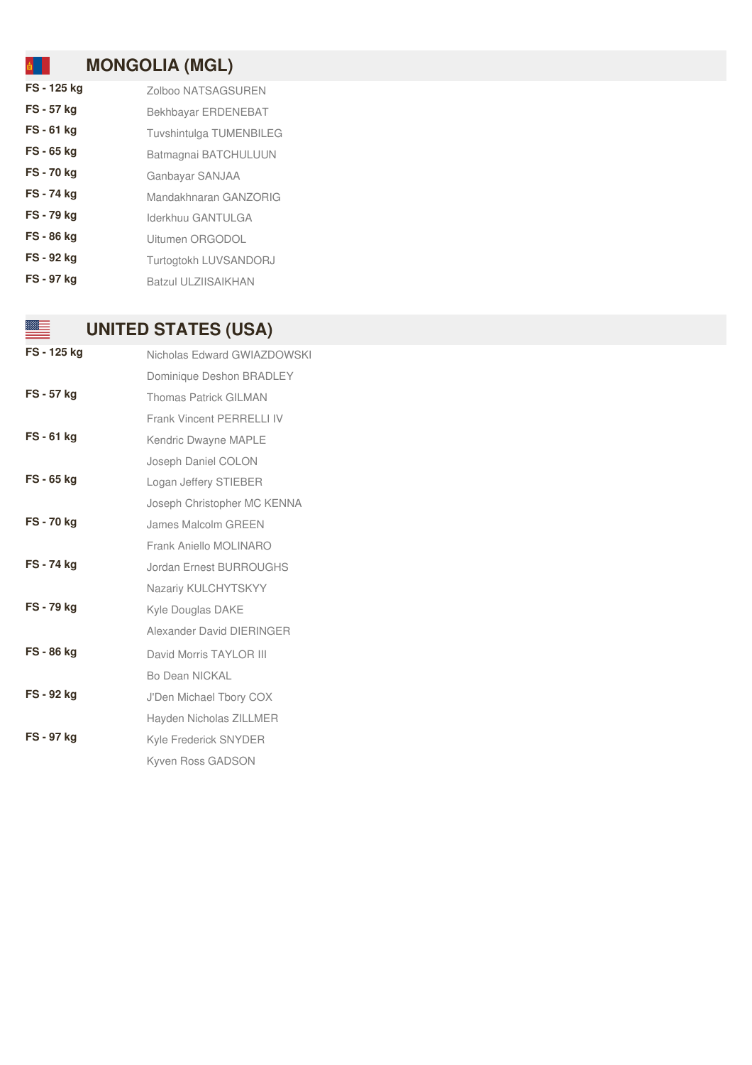## MONGOLIA (MGL)

| | |
|---|---|
| **FS - 125 kg** | Zolboo NATSAGSUREN |
| **FS - 57 kg** | Bekhbayar ERDENEBAT |
| **FS - 61 kg** | Tuvshintulga TUMENBILEG |
| **FS - 65 kg** | Batmagnai BATCHULUUN |
| **FS - 70 kg** | Ganbayar SANJAA |
| **FS - 74 kg** | Mandakhnaran GANZORIG |
| **FS - 79 kg** | Iderkhuu GANTULGA |
| **FS - 86 kg** | Uitumen ORGODOL |
| **FS - 92 kg** | Turtogtokh LUVSANDORJ |
| **FS - 97 kg** | Batzul ULZIISAIKHAN |

## UNITED STATES (USA)

| | |
|---|---|
| **FS - 125 kg** | Nicholas Edward GWIAZDOWSKI |
| | Dominique Deshon BRADLEY |
| **FS - 57 kg** | Thomas Patrick GILMAN |
| | Frank Vincent PERRELLI IV |
| **FS - 61 kg** | Kendric Dwayne MAPLE |
| | Joseph Daniel COLON |
| **FS - 65 kg** | Logan Jeffery STIEBER |
| | Joseph Christopher MC KENNA |
| **FS - 70 kg** | James Malcolm GREEN |
| | Frank Aniello MOLINARO |
| **FS - 74 kg** | Jordan Ernest BURROUGHS |
| | Nazariy KULCHYTSKYY |
| **FS - 79 kg** | Kyle Douglas DAKE |
| | Alexander David DIERINGER |
| **FS - 86 kg** | David Morris TAYLOR III |
| | Bo Dean NICKAL |
| **FS - 92 kg** | J'Den Michael Tbory COX |
| | Hayden Nicholas ZILLMER |
| **FS - 97 kg** | Kyle Frederick SNYDER |
| | Kyven Ross GADSON |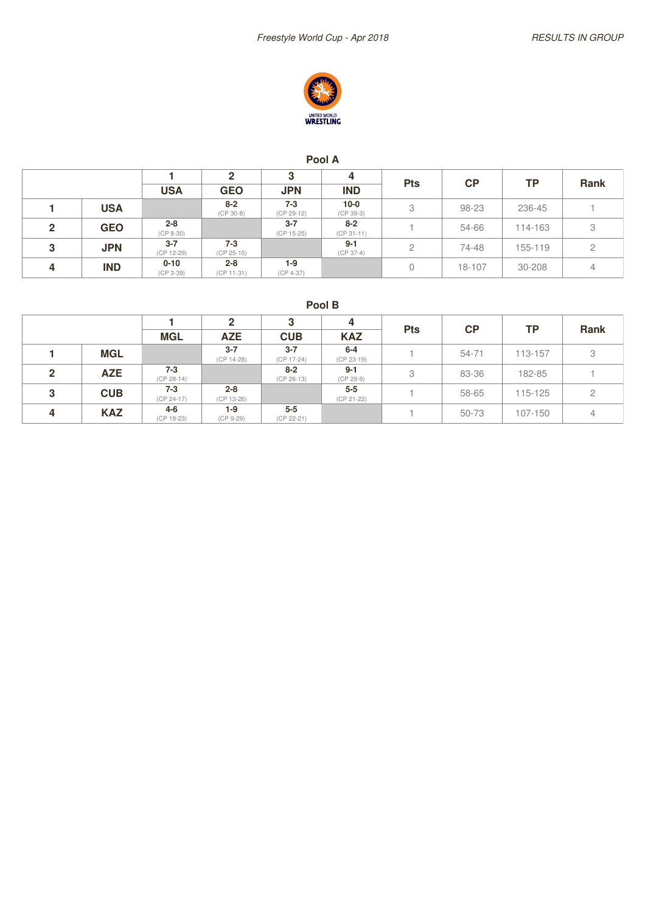## Pool A

| | | 1 | 2 | 3 | 4 | Pts | CP | TP | Rank |
|---|---|---|---|---|---|---|---|---|---|
| | | USA | GEO | JPN | IND | | | | |
| 1 | USA | | 8-2 (CP 30-8) | 7-3 (CP 29-12) | 10-0 (CP 39-3) | 3 | 98-23 | 236-45 | 1 |
| 2 | GEO | 2-8 (CP 8-30) | | 3-7 (CP 15-25) | 8-2 (CP 31-11) | 1 | 54-66 | 114-163 | 3 |
| 3 | JPN | 3-7 (CP 12-29) | 7-3 (CP 25-15) | | 9-1 (CP 37-4) | 2 | 74-48 | 155-119 | 2 |
| 4 | IND | 0-10 (CP 3-39) | 2-8 (CP 11-31) | 1-9 (CP 4-37) | | 0 | 18-107 | 30-208 | 4 |

## Pool B

| | | 1 | 2 | 3 | 4 | Pts | CP | TP | Rank |
|---|---|---|---|---|---|---|---|---|---|
| | | MGL | AZE | CUB | KAZ | | | | |
| 1 | MGL | | 3-7 (CP 14-28) | 3-7 (CP 17-24) | 6-4 (CP 23-19) | 1 | 54-71 | 113-157 | 3 |
| 2 | AZE | 7-3 (CP 28-14) | | 8-2 (CP 26-13) | 9-1 (CP 29-9) | 3 | 83-36 | 182-85 | 1 |
| 3 | CUB | 7-3 (CP 24-17) | 2-8 (CP 13-26) | | 5-5 (CP 21-22) | 1 | 58-65 | 115-125 | 2 |
| 4 | KAZ | 4-6 (CP 19-23) | 1-9 (CP 9-29) | 5-5 (CP 22-21) | | 1 | 50-73 | 107-150 | 4 |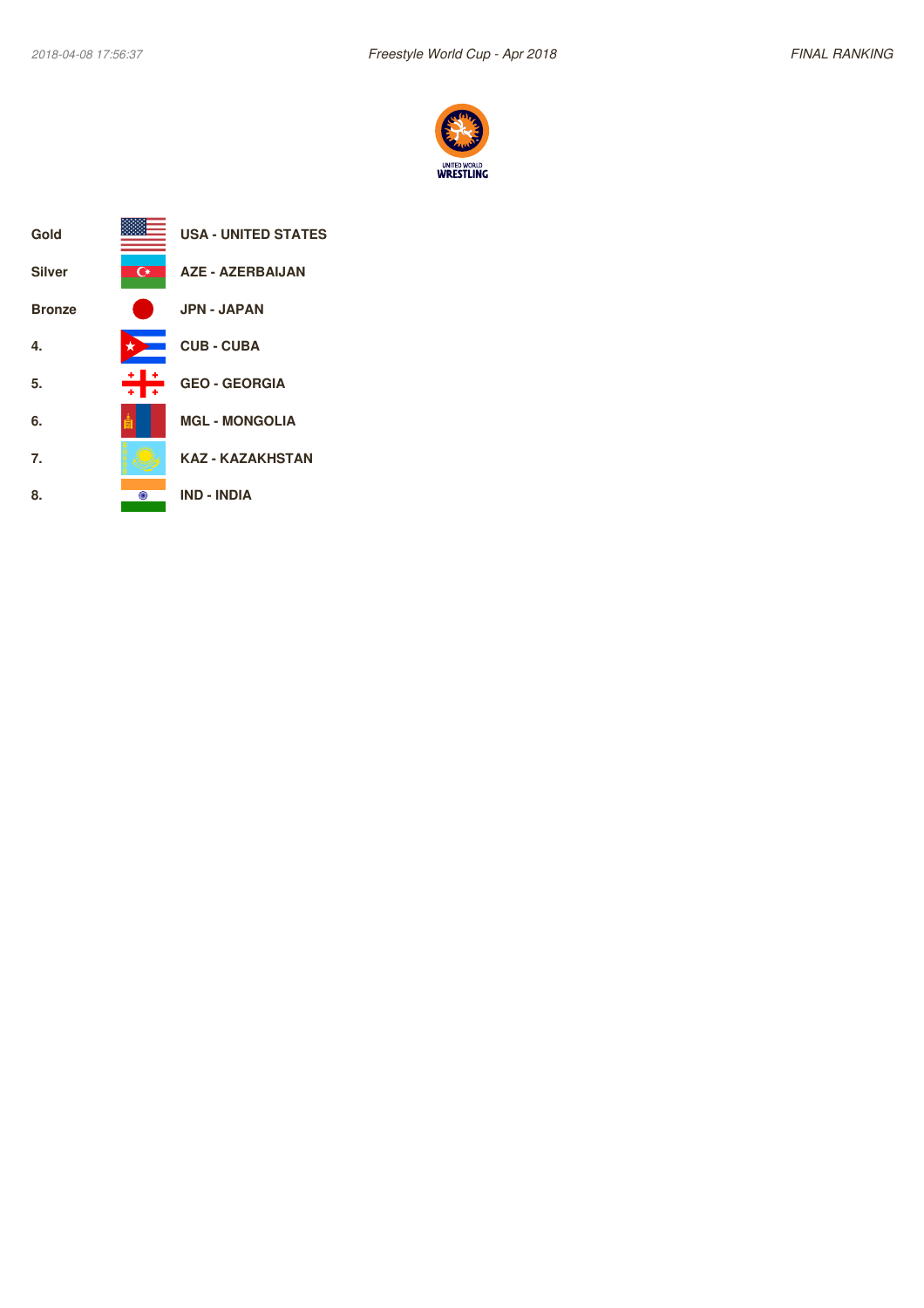2018-04-08 17:56:37

*Freestyle World Cup - Apr 2018*

*FINAL RANKING*

UNITED WORLD WRESTLING

| | |
|---|---|
| **Gold** | **USA - UNITED STATES** |
| **Silver** | **AZE - AZERBAIJAN** |
| **Bronze** | **JPN - JAPAN** |
| **4.** | **CUB - CUBA** |
| **5.** | **GEO - GEORGIA** |
| **6.** | **MGL - MONGOLIA** |
| **7.** | **KAZ - KAZAKHSTAN** |
| **8.** | **IND - INDIA** |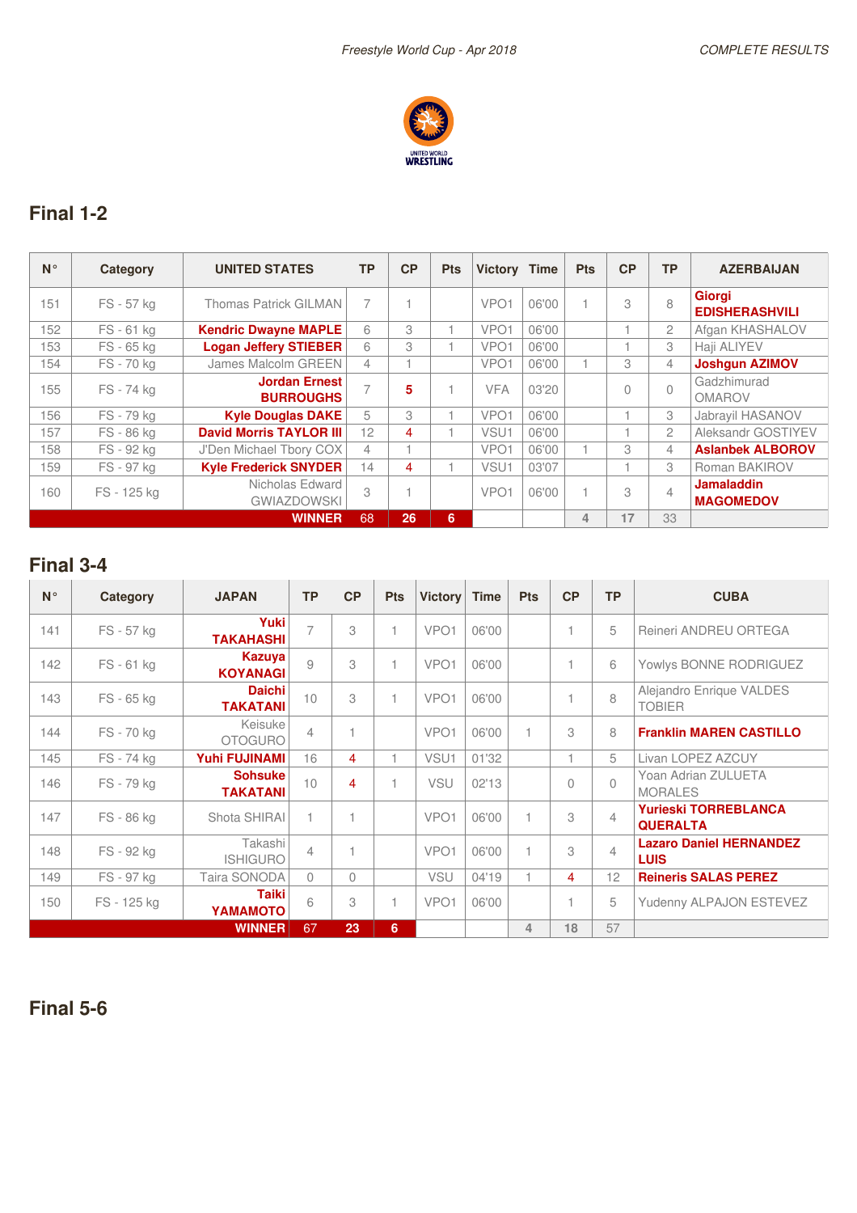## Final 1-2

| N° | Category | UNITED STATES | TP | CP | Pts | Victory | Time | Pts | CP | TP | AZERBAIJAN |
|---|---|---|---|---|---|---|---|---|---|---|---|
| 151 | FS - 57 kg | Thomas Patrick GILMAN | 7 | 1 | | VPO1 | 06'00 | 1 | 3 | 8 | **Giorgi EDISHERASHVILI** |
| 152 | FS - 61 kg | **Kendric Dwayne MAPLE** | 6 | 3 | 1 | VPO1 | 06'00 | | 1 | 2 | Afgan KHASHALOV |
| 153 | FS - 65 kg | **Logan Jeffery STIEBER** | 6 | 3 | 1 | VPO1 | 06'00 | | 1 | 3 | Haji ALIYEV |
| 154 | FS - 70 kg | James Malcolm GREEN | 4 | 1 | | VPO1 | 06'00 | 1 | 3 | 4 | **Joshgun AZIMOV** |
| 155 | FS - 74 kg | **Jordan Ernest BURROUGHS** | 7 | 5 | 1 | VFA | 03'20 | | 0 | 0 | Gadzhimurad OMAROV |
| 156 | FS - 79 kg | **Kyle Douglas DAKE** | 5 | 3 | 1 | VPO1 | 06'00 | | 1 | 3 | Jabrayil HASANOV |
| 157 | FS - 86 kg | **David Morris TAYLOR III** | 12 | 4 | 1 | VSU1 | 06'00 | | 1 | 2 | Aleksandr GOSTIYEV |
| 158 | FS - 92 kg | J'Den Michael Tbory COX | 4 | 1 | | VPO1 | 06'00 | 1 | 3 | 4 | **Aslanbek ALBOROV** |
| 159 | FS - 97 kg | **Kyle Frederick SNYDER** | 14 | 4 | 1 | VSU1 | 03'07 | | 1 | 3 | Roman BAKIROV |
| 160 | FS - 125 kg | Nicholas Edward GWIAZDOWSKI | 3 | 1 | | VPO1 | 06'00 | 1 | 3 | 4 | **Jamaladdin MAGOMEDOV** |
| | | **WINNER** | 68 | 26 | 6 | | | 4 | 17 | 33 | |

## Final 3-4

| N° | Category | JAPAN | TP | CP | Pts | Victory | Time | Pts | CP | TP | CUBA |
|---|---|---|---|---|---|---|---|---|---|---|---|
| 141 | FS - 57 kg | **Yuki TAKAHASHI** | 7 | 3 | 1 | VPO1 | 06'00 | | 1 | 5 | Reineri ANDREU ORTEGA |
| 142 | FS - 61 kg | **Kazuya KOYANAGI** | 9 | 3 | 1 | VPO1 | 06'00 | | 1 | 6 | Yowlys BONNE RODRIGUEZ |
| 143 | FS - 65 kg | **Daichi TAKATANI** | 10 | 3 | 1 | VPO1 | 06'00 | | 1 | 8 | Alejandro Enrique VALDES TOBIER |
| 144 | FS - 70 kg | Keisuke OTOGURO | 4 | 1 | | VPO1 | 06'00 | 1 | 3 | 8 | **Franklin MAREN CASTILLO** |
| 145 | FS - 74 kg | **Yuhi FUJINAMI** | 16 | 4 | 1 | VSU1 | 01'32 | | 1 | 5 | Livan LOPEZ AZCUY |
| 146 | FS - 79 kg | **Sohsuke TAKATANI** | 10 | 4 | 1 | VSU | 02'13 | | 0 | 0 | Yoan Adrian ZULUETA MORALES |
| 147 | FS - 86 kg | Shota SHIRAI | 1 | 1 | | VPO1 | 06'00 | 1 | 3 | 4 | **Yurieski TORREBLANCA QUERALTA** |
| 148 | FS - 92 kg | Takashi ISHIGURO | 4 | 1 | | VPO1 | 06'00 | 1 | 3 | 4 | **Lazaro Daniel HERNANDEZ LUIS** |
| 149 | FS - 97 kg | Taira SONODA | 0 | 0 | | VSU | 04'19 | 1 | 4 | 12 | **Reineris SALAS PEREZ** |
| 150 | FS - 125 kg | **Taiki YAMAMOTO** | 6 | 3 | 1 | VPO1 | 06'00 | | 1 | 5 | Yudenny ALPAJON ESTEVEZ |
| | | **WINNER** | 67 | 23 | 6 | | | 4 | 18 | 57 | |

## Final 5-6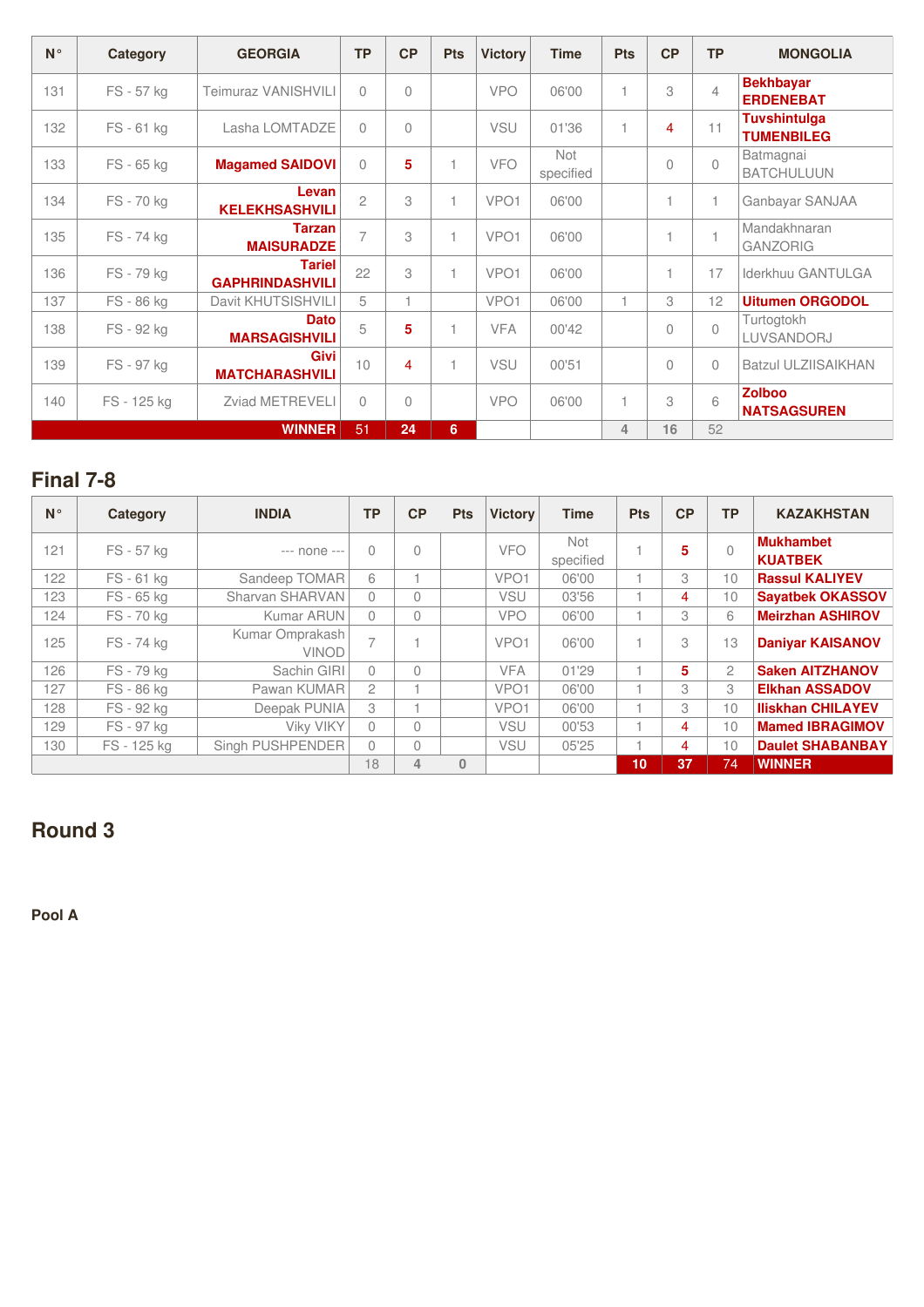| N° | Category | GEORGIA | TP | CP | Pts | Victory | Time | Pts | CP | TP | MONGOLIA |
|---|---|---|---|---|---|---|---|---|---|---|---|
| 131 | FS - 57 kg | Teimuraz VANISHVILI | 0 | 0 | | VPO | 06'00 | 1 | 3 | 4 | **Bekhbayar ERDENEBAT** |
| 132 | FS - 61 kg | Lasha LOMTADZE | 0 | 0 | | VSU | 01'36 | 1 | 4 | 11 | **Tuvshintulga TUMENBILEG** |
| 133 | FS - 65 kg | **Magamed SAIDOVI** | 0 | 5 | 1 | VFO | Not specified | | 0 | 0 | Batmagnai BATCHULUUN |
| 134 | FS - 70 kg | **Levan KELEKHSASHVILI** | 2 | 3 | 1 | VPO1 | 06'00 | | 1 | 1 | Ganbayar SANJAA |
| 135 | FS - 74 kg | **Tarzan MAISURADZE** | 7 | 3 | 1 | VPO1 | 06'00 | | 1 | 1 | Mandakhnaran GANZORIG |
| 136 | FS - 79 kg | **Tariel GAPHRINDASHVILI** | 22 | 3 | 1 | VPO1 | 06'00 | | 1 | 17 | Iderkhuu GANTULGA |
| 137 | FS - 86 kg | Davit KHUTSISHVILI | 5 | 1 | | VPO1 | 06'00 | 1 | 3 | 12 | **Uitumen ORGODOL** |
| 138 | FS - 92 kg | **Dato MARSAGISHVILI** | 5 | 5 | 1 | VFA | 00'42 | | 0 | 0 | Turtogtokh LUVSANDORJ |
| 139 | FS - 97 kg | **Givi MATCHARASHVILI** | 10 | 4 | 1 | VSU | 00'51 | | 0 | 0 | Batzul ULZIISAIKHAN |
| 140 | FS - 125 kg | Zviad METREVELI | 0 | 0 | | VPO | 06'00 | 1 | 3 | 6 | **Zolboo NATSAGSUREN** |
| | | **WINNER** | 51 | 24 | 6 | | | 4 | 16 | 52 | |

## Final 7-8

| N° | Category | INDIA | TP | CP | Pts | Victory | Time | Pts | CP | TP | KAZAKHSTAN |
|---|---|---|---|---|---|---|---|---|---|---|---|
| 121 | FS - 57 kg | --- none --- | 0 | 0 | | VFO | Not specified | 1 | 5 | 0 | **Mukhambet KUATBEK** |
| 122 | FS - 61 kg | Sandeep TOMAR | 6 | 1 | | VPO1 | 06'00 | 1 | 3 | 10 | **Rassul KALIYEV** |
| 123 | FS - 65 kg | Sharvan SHARVAN | 0 | 0 | | VSU | 03'56 | 1 | 4 | 10 | **Sayatbek OKASSOV** |
| 124 | FS - 70 kg | Kumar ARUN | 0 | 0 | | VPO | 06'00 | 1 | 3 | 6 | **Meirzhan ASHIROV** |
| 125 | FS - 74 kg | Kumar Omprakash VINOD | 7 | 1 | | VPO1 | 06'00 | 1 | 3 | 13 | **Daniyar KAISANOV** |
| 126 | FS - 79 kg | Sachin GIRI | 0 | 0 | | VFA | 01'29 | 1 | 5 | 2 | **Saken AITZHANOV** |
| 127 | FS - 86 kg | Pawan KUMAR | 2 | 1 | | VPO1 | 06'00 | 1 | 3 | 3 | **Elkhan ASSADOV** |
| 128 | FS - 92 kg | Deepak PUNIA | 3 | 1 | | VPO1 | 06'00 | 1 | 3 | 10 | **Iliskhan CHILAYEV** |
| 129 | FS - 97 kg | Viky VIKY | 0 | 0 | | VSU | 00'53 | 1 | 4 | 10 | **Mamed IBRAGIMOV** |
| 130 | FS - 125 kg | Singh PUSHPENDER | 0 | 0 | | VSU | 05'25 | 1 | 4 | 10 | **Daulet SHABANBAY** |
| | | | 18 | 4 | 0 | | | 10 | 37 | 74 | **WINNER** |

## Round 3

**Pool A**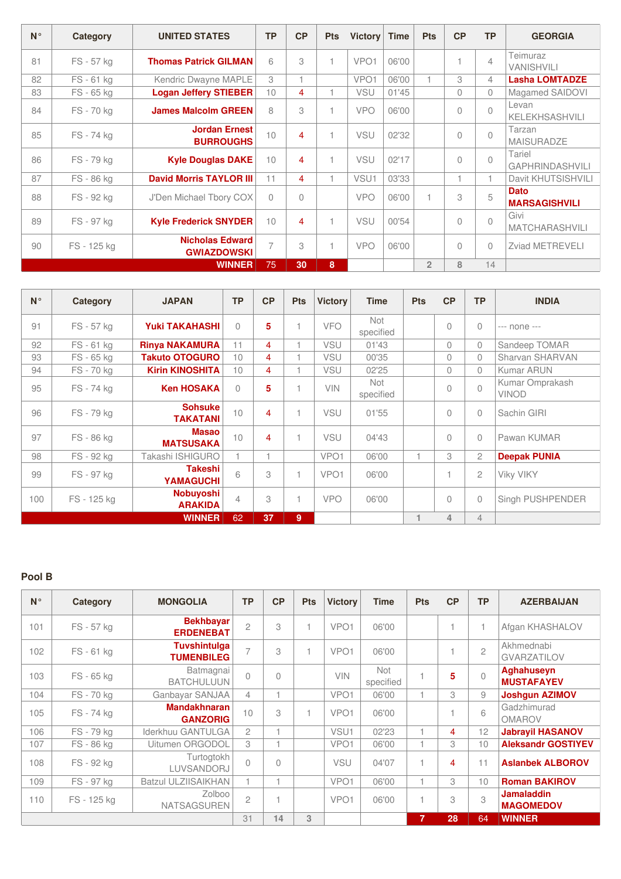| N° | Category | UNITED STATES | TP | CP | Pts | Victory | Time | Pts | CP | TP | GEORGIA |
|---|---|---|---|---|---|---|---|---|---|---|---|
| 81 | FS - 57 kg | **Thomas Patrick GILMAN** | 6 | 3 | 1 | VPO1 | 06'00 | | 1 | 4 | Teimuraz VANISHVILI |
| 82 | FS - 61 kg | Kendric Dwayne MAPLE | 3 | 1 | | VPO1 | 06'00 | 1 | 3 | 4 | **Lasha LOMTADZE** |
| 83 | FS - 65 kg | **Logan Jeffery STIEBER** | 10 | 4 | 1 | VSU | 01'45 | | 0 | 0 | Magamed SAIDOVI |
| 84 | FS - 70 kg | **James Malcolm GREEN** | 8 | 3 | 1 | VPO | 06'00 | | 0 | 0 | Levan KELEKHSASHVILI |
| 85 | FS - 74 kg | **Jordan Ernest BURROUGHS** | 10 | 4 | 1 | VSU | 02'32 | | 0 | 0 | Tarzan MAISURADZE |
| 86 | FS - 79 kg | **Kyle Douglas DAKE** | 10 | 4 | 1 | VSU | 02'17 | | 0 | 0 | Tariel GAPHRINDASHVILI |
| 87 | FS - 86 kg | **David Morris TAYLOR III** | 11 | 4 | 1 | VSU1 | 03'33 | | 1 | 1 | Davit KHUTSISHVILI |
| 88 | FS - 92 kg | J'Den Michael Tbory COX | 0 | 0 | | VPO | 06'00 | 1 | 3 | 5 | **Dato MARSAGISHVILI** |
| 89 | FS - 97 kg | **Kyle Frederick SNYDER** | 10 | 4 | 1 | VSU | 00'54 | | 0 | 0 | Givi MATCHARASHVILI |
| 90 | FS - 125 kg | **Nicholas Edward GWIAZDOWSKI** | 7 | 3 | 1 | VPO | 06'00 | | 0 | 0 | Zviad METREVELI |
| | | **WINNER** | 75 | 30 | 8 | | | 2 | 8 | 14 | |

| N° | Category | JAPAN | TP | CP | Pts | Victory | Time | Pts | CP | TP | INDIA |
|---|---|---|---|---|---|---|---|---|---|---|---|
| 91 | FS - 57 kg | **Yuki TAKAHASHI** | 0 | 5 | 1 | VFO | Not specified | | 0 | 0 | --- none --- |
| 92 | FS - 61 kg | **Rinya NAKAMURA** | 11 | 4 | 1 | VSU | 01'43 | | 0 | 0 | Sandeep TOMAR |
| 93 | FS - 65 kg | **Takuto OTOGURO** | 10 | 4 | 1 | VSU | 00'35 | | 0 | 0 | Sharvan SHARVAN |
| 94 | FS - 70 kg | **Kirin KINOSHITA** | 10 | 4 | 1 | VSU | 02'25 | | 0 | 0 | Kumar ARUN |
| 95 | FS - 74 kg | **Ken HOSAKA** | 0 | 5 | 1 | VIN | Not specified | | 0 | 0 | Kumar Omprakash VINOD |
| 96 | FS - 79 kg | **Sohsuke TAKATANI** | 10 | 4 | 1 | VSU | 01'55 | | 0 | 0 | Sachin GIRI |
| 97 | FS - 86 kg | **Masao MATSUSAKA** | 10 | 4 | 1 | VSU | 04'43 | | 0 | 0 | Pawan KUMAR |
| 98 | FS - 92 kg | Takashi ISHIGURO | 1 | 1 | | VPO1 | 06'00 | 1 | 3 | 2 | **Deepak PUNIA** |
| 99 | FS - 97 kg | **Takeshi YAMAGUCHI** | 6 | 3 | 1 | VPO1 | 06'00 | | 1 | 2 | Viky VIKY |
| 100 | FS - 125 kg | **Nobuyoshi ARAKIDA** | 4 | 3 | 1 | VPO | 06'00 | | 0 | 0 | Singh PUSHPENDER |
| | | **WINNER** | 62 | 37 | 9 | | | 1 | 4 | 4 | |

## Pool B

| N° | Category | MONGOLIA | TP | CP | Pts | Victory | Time | Pts | CP | TP | AZERBAIJAN |
|---|---|---|---|---|---|---|---|---|---|---|---|
| 101 | FS - 57 kg | **Bekhbayar ERDENEBAT** | 2 | 3 | 1 | VPO1 | 06'00 | | 1 | 1 | Afgan KHASHALOV |
| 102 | FS - 61 kg | **Tuvshintulga TUMENBILEG** | 7 | 3 | 1 | VPO1 | 06'00 | | 1 | 2 | Akhmednabi GVARZATILOV |
| 103 | FS - 65 kg | Batmagnai BATCHULUUN | 0 | 0 | | VIN | Not specified | 1 | 5 | 0 | **Aghahuseyn MUSTAFAYEV** |
| 104 | FS - 70 kg | Ganbayar SANJAA | 4 | 1 | | VPO1 | 06'00 | 1 | 3 | 9 | **Joshgun AZIMOV** |
| 105 | FS - 74 kg | **Mandakhnaran GANZORIG** | 10 | 3 | 1 | VPO1 | 06'00 | | 1 | 6 | Gadzhimurad OMAROV |
| 106 | FS - 79 kg | Iderkhuu GANTULGA | 2 | 1 | | VSU1 | 02'23 | 1 | 4 | 12 | **Jabrayil HASANOV** |
| 107 | FS - 86 kg | Uitumen ORGODOL | 3 | 1 | | VPO1 | 06'00 | 1 | 3 | 10 | **Aleksandr GOSTIYEV** |
| 108 | FS - 92 kg | Turtogtokh LUVSANDORJ | 0 | 0 | | VSU | 04'07 | 1 | 4 | 11 | **Aslanbek ALBOROV** |
| 109 | FS - 97 kg | Batzul ULZIISAIKHAN | 1 | 1 | | VPO1 | 06'00 | 1 | 3 | 10 | **Roman BAKIROV** |
| 110 | FS - 125 kg | Zolboo NATSAGSUREN | 2 | 1 | | VPO1 | 06'00 | 1 | 3 | 3 | **Jamaladdin MAGOMEDOV** |
| | | | 31 | 14 | 3 | | | 7 | 28 | 64 | **WINNER** |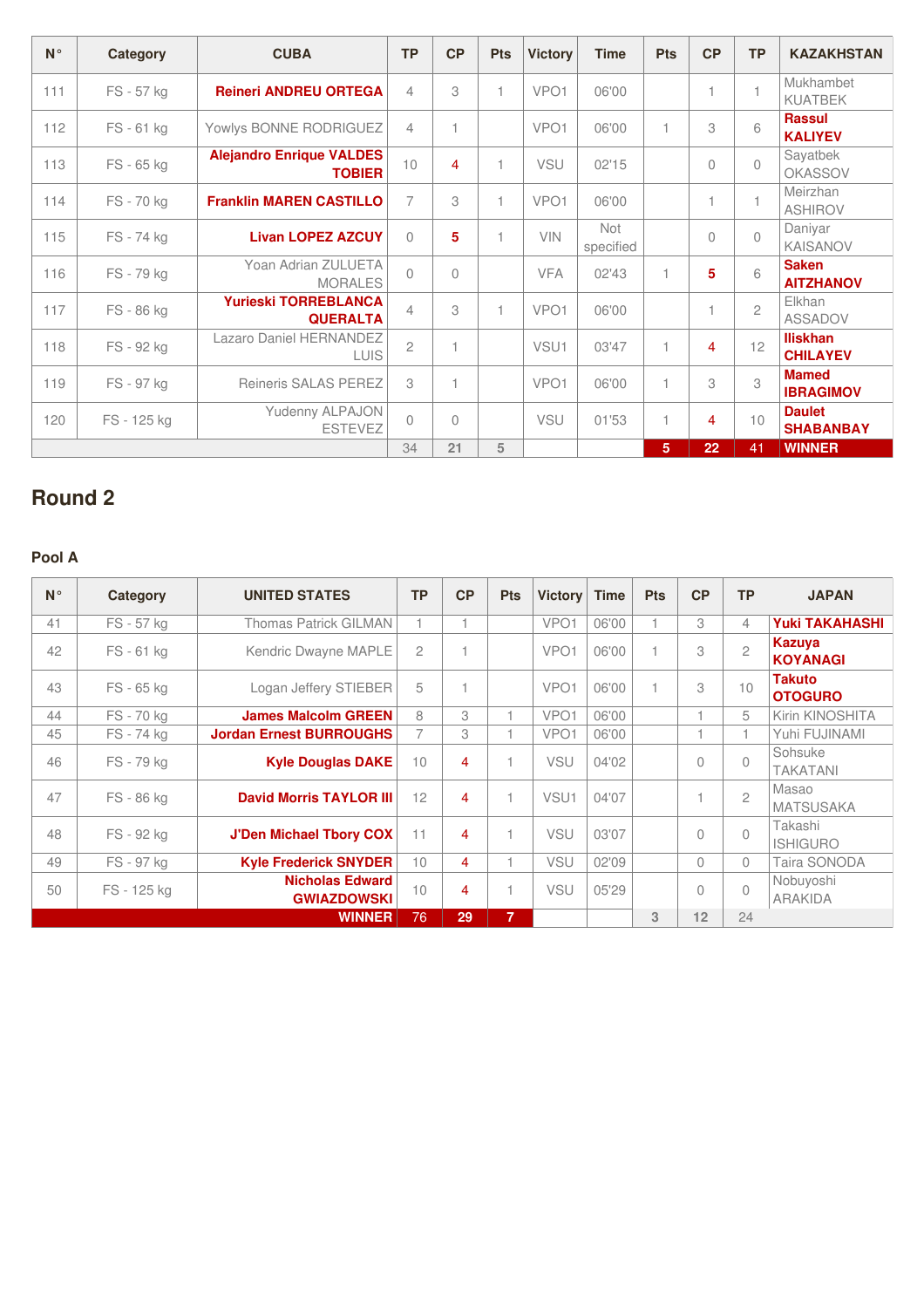| N° | Category | CUBA | TP | CP | Pts | Victory | Time | Pts | CP | TP | KAZAKHSTAN |
|---|---|---|---|---|---|---|---|---|---|---|---|
| 111 | FS - 57 kg | **Reineri ANDREU ORTEGA** | 4 | 3 | 1 | VPO1 | 06'00 | | 1 | 1 | Mukhambet KUATBEK |
| 112 | FS - 61 kg | Yowlys BONNE RODRIGUEZ | 4 | 1 | | VPO1 | 06'00 | 1 | 3 | 6 | **Rassul KALIYEV** |
| 113 | FS - 65 kg | **Alejandro Enrique VALDES TOBIER** | 10 | 4 | 1 | VSU | 02'15 | | 0 | 0 | Sayatbek OKASSOV |
| 114 | FS - 70 kg | **Franklin MAREN CASTILLO** | 7 | 3 | 1 | VPO1 | 06'00 | | 1 | 1 | Meirzhan ASHIROV |
| 115 | FS - 74 kg | **Livan LOPEZ AZCUY** | 0 | 5 | 1 | VIN | Not specified | | 0 | 0 | Daniyar KAISANOV |
| 116 | FS - 79 kg | Yoan Adrian ZULUETA MORALES | 0 | 0 | | VFA | 02'43 | 1 | 5 | 6 | **Saken AITZHANOV** |
| 117 | FS - 86 kg | **Yurieski TORREBLANCA QUERALTA** | 4 | 3 | 1 | VPO1 | 06'00 | | 1 | 2 | Elkhan ASSADOV |
| 118 | FS - 92 kg | Lazaro Daniel HERNANDEZ LUIS | 2 | 1 | | VSU1 | 03'47 | 1 | 4 | 12 | **Iliskhan CHILAYEV** |
| 119 | FS - 97 kg | Reineris SALAS PEREZ | 3 | 1 | | VPO1 | 06'00 | 1 | 3 | 3 | **Mamed IBRAGIMOV** |
| 120 | FS - 125 kg | Yudenny ALPAJON ESTEVEZ | 0 | 0 | | VSU | 01'53 | 1 | 4 | 10 | **Daulet SHABANBAY** |
| | | | 34 | 21 | 5 | | | 5 | 22 | 41 | WINNER |

## Round 2

### Pool A

| N° | Category | UNITED STATES | TP | CP | Pts | Victory | Time | Pts | CP | TP | JAPAN |
|---|---|---|---|---|---|---|---|---|---|---|---|
| 41 | FS - 57 kg | Thomas Patrick GILMAN | 1 | 1 | | VPO1 | 06'00 | 1 | 3 | 4 | **Yuki TAKAHASHI** |
| 42 | FS - 61 kg | Kendric Dwayne MAPLE | 2 | 1 | | VPO1 | 06'00 | 1 | 3 | 2 | **Kazuya KOYANAGI** |
| 43 | FS - 65 kg | Logan Jeffery STIEBER | 5 | 1 | | VPO1 | 06'00 | 1 | 3 | 10 | **Takuto OTOGURO** |
| 44 | FS - 70 kg | **James Malcolm GREEN** | 8 | 3 | 1 | VPO1 | 06'00 | | 1 | 5 | Kirin KINOSHITA |
| 45 | FS - 74 kg | **Jordan Ernest BURROUGHS** | 7 | 3 | 1 | VPO1 | 06'00 | | 1 | 1 | Yuhi FUJINAMI |
| 46 | FS - 79 kg | **Kyle Douglas DAKE** | 10 | 4 | 1 | VSU | 04'02 | | 0 | 0 | Sohsuke TAKATANI |
| 47 | FS - 86 kg | **David Morris TAYLOR III** | 12 | 4 | 1 | VSU1 | 04'07 | | 1 | 2 | Masao MATSUSAKA |
| 48 | FS - 92 kg | **J'Den Michael Tbory COX** | 11 | 4 | 1 | VSU | 03'07 | | 0 | 0 | Takashi ISHIGURO |
| 49 | FS - 97 kg | **Kyle Frederick SNYDER** | 10 | 4 | 1 | VSU | 02'09 | | 0 | 0 | Taira SONODA |
| 50 | FS - 125 kg | **Nicholas Edward GWIAZDOWSKI** | 10 | 4 | 1 | VSU | 05'29 | | 0 | 0 | Nobuyoshi ARAKIDA |
| | | WINNER | 76 | 29 | 7 | | | 3 | 12 | 24 | |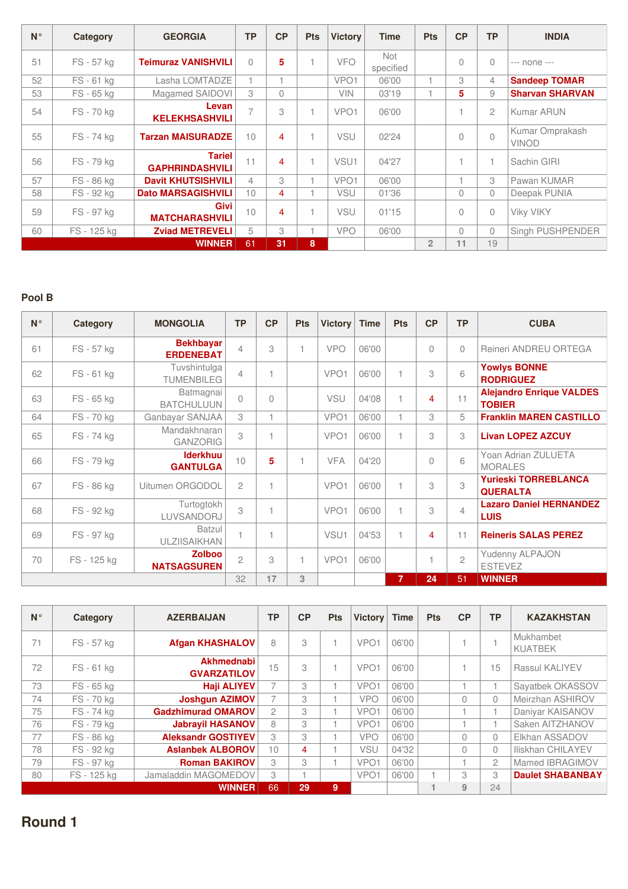| N° | Category | GEORGIA | TP | CP | Pts | Victory | Time | Pts | CP | TP | INDIA |
|---|---|---|---|---|---|---|---|---|---|---|---|
| 51 | FS - 57 kg | **Teimuraz VANISHVILI** | 0 | 5 | 1 | VFO | Not specified | | 0 | 0 | --- none --- |
| 52 | FS - 61 kg | Lasha LOMTADZE | 1 | 1 | | VPO1 | 06'00 | 1 | 3 | 4 | **Sandeep TOMAR** |
| 53 | FS - 65 kg | Magamed SAIDOVI | 3 | 0 | | VIN | 03'19 | 1 | 5 | 9 | **Sharvan SHARVAN** |
| 54 | FS - 70 kg | **Levan KELEKHSASHVILI** | 7 | 3 | 1 | VPO1 | 06'00 | | 1 | 2 | Kumar ARUN |
| 55 | FS - 74 kg | **Tarzan MAISURADZE** | 10 | 4 | 1 | VSU | 02'24 | | 0 | 0 | Kumar Omprakash VINOD |
| 56 | FS - 79 kg | **Tariel GAPHRINDASHVILI** | 11 | 4 | 1 | VSU1 | 04'27 | | 1 | 1 | Sachin GIRI |
| 57 | FS - 86 kg | **Davit KHUTSISHVILI** | 4 | 3 | 1 | VPO1 | 06'00 | | 1 | 3 | Pawan KUMAR |
| 58 | FS - 92 kg | **Dato MARSAGISHVILI** | 10 | 4 | 1 | VSU | 01'36 | | 0 | 0 | Deepak PUNIA |
| 59 | FS - 97 kg | **Givi MATCHARASHVILI** | 10 | 4 | 1 | VSU | 01'15 | | 0 | 0 | Viky VIKY |
| 60 | FS - 125 kg | **Zviad METREVELI** | 5 | 3 | 1 | VPO | 06'00 | | 0 | 0 | Singh PUSHPENDER |
| | | **WINNER** | 61 | 31 | 8 | | | 2 | 11 | 19 | |

## Pool B

| N° | Category | MONGOLIA | TP | CP | Pts | Victory | Time | Pts | CP | TP | CUBA |
|---|---|---|---|---|---|---|---|---|---|---|---|
| 61 | FS - 57 kg | **Bekhbayar ERDENEBAT** | 4 | 3 | 1 | VPO | 06'00 | | 0 | 0 | Reineri ANDREU ORTEGA |
| 62 | FS - 61 kg | Tuvshintulga TUMENBILEG | 4 | 1 | | VPO1 | 06'00 | 1 | 3 | 6 | **Yowlys BONNE RODRIGUEZ** |
| 63 | FS - 65 kg | Batmagnai BATCHULUUN | 0 | 0 | | VSU | 04'08 | 1 | 4 | 11 | **Alejandro Enrique VALDES TOBIER** |
| 64 | FS - 70 kg | Ganbayar SANJAA | 3 | 1 | | VPO1 | 06'00 | 1 | 3 | 5 | **Franklin MAREN CASTILLO** |
| 65 | FS - 74 kg | Mandakhnaran GANZORIG | 3 | 1 | | VPO1 | 06'00 | 1 | 3 | 3 | **Livan LOPEZ AZCUY** |
| 66 | FS - 79 kg | **Iderkhuu GANTULGA** | 10 | 5 | 1 | VFA | 04'20 | | 0 | 6 | Yoan Adrian ZULUETA MORALES |
| 67 | FS - 86 kg | Uitumen ORGODOL | 2 | 1 | | VPO1 | 06'00 | 1 | 3 | 3 | **Yurieski TORREBLANCA QUERALTA** |
| 68 | FS - 92 kg | Turtogtokh LUVSANDORJ | 3 | 1 | | VPO1 | 06'00 | 1 | 3 | 4 | **Lazaro Daniel HERNANDEZ LUIS** |
| 69 | FS - 97 kg | Batzul ULZIISAIKHAN | 1 | 1 | | VSU1 | 04'53 | 1 | 4 | 11 | **Reineris SALAS PEREZ** |
| 70 | FS - 125 kg | **Zolboo NATSAGSUREN** | 2 | 3 | 1 | VPO1 | 06'00 | | 1 | 2 | Yudenny ALPAJON ESTEVEZ |
| | | | 32 | 17 | 3 | | | 7 | 24 | 51 | **WINNER** |

| N° | Category | AZERBAIJAN | TP | CP | Pts | Victory | Time | Pts | CP | TP | KAZAKHSTAN |
|---|---|---|---|---|---|---|---|---|---|---|---|
| 71 | FS - 57 kg | **Afgan KHASHALOV** | 8 | 3 | 1 | VPO1 | 06'00 | | 1 | 1 | Mukhambet KUATBEK |
| 72 | FS - 61 kg | **Akhmednabi GVARZATILOV** | 15 | 3 | 1 | VPO1 | 06'00 | | 1 | 15 | Rassul KALIYEV |
| 73 | FS - 65 kg | **Haji ALIYEV** | 7 | 3 | 1 | VPO1 | 06'00 | | 1 | 1 | Sayatbek OKASSOV |
| 74 | FS - 70 kg | **Joshgun AZIMOV** | 7 | 3 | 1 | VPO | 06'00 | | 0 | 0 | Meirzhan ASHIROV |
| 75 | FS - 74 kg | **Gadzhimurad OMAROV** | 2 | 3 | 1 | VPO1 | 06'00 | | 1 | 1 | Daniyar KAISANOV |
| 76 | FS - 79 kg | **Jabrayil HASANOV** | 8 | 3 | 1 | VPO1 | 06'00 | | 1 | 1 | Saken AITZHANOV |
| 77 | FS - 86 kg | **Aleksandr GOSTIYEV** | 3 | 3 | 1 | VPO | 06'00 | | 0 | 0 | Elkhan ASSADOV |
| 78 | FS - 92 kg | **Aslanbek ALBOROV** | 10 | 4 | 1 | VSU | 04'32 | | 0 | 0 | Iliskhan CHILAYEV |
| 79 | FS - 97 kg | **Roman BAKIROV** | 3 | 3 | 1 | VPO1 | 06'00 | | 1 | 2 | Mamed IBRAGIMOV |
| 80 | FS - 125 kg | Jamaladdin MAGOMEDOV | 3 | 1 | | VPO1 | 06'00 | 1 | 3 | 3 | **Daulet SHABANBAY** |
| | | **WINNER** | 66 | 29 | 9 | | | 1 | 9 | 24 | |

## Round 1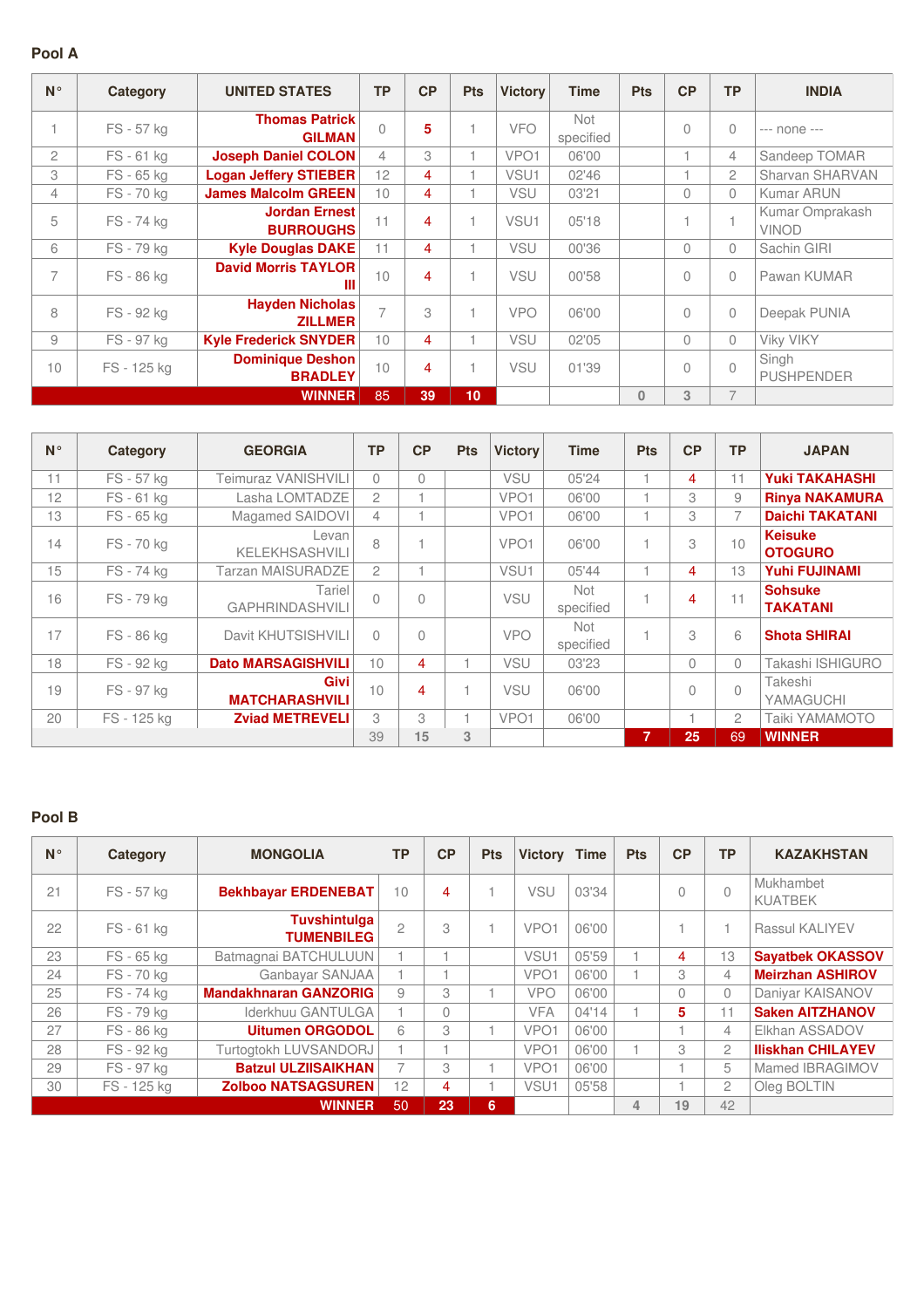## Pool A

| N° | Category | UNITED STATES | TP | CP | Pts | Victory | Time | Pts | CP | TP | INDIA |
|---|---|---|---|---|---|---|---|---|---|---|---|
| 1 | FS - 57 kg | **Thomas Patrick GILMAN** | 0 | **5** | 1 | VFO | Not specified | | 0 | 0 | --- none --- |
| 2 | FS - 61 kg | **Joseph Daniel COLON** | 4 | 3 | 1 | VPO1 | 06'00 | | 1 | 4 | Sandeep TOMAR |
| 3 | FS - 65 kg | **Logan Jeffery STIEBER** | 12 | 4 | 1 | VSU1 | 02'46 | | 1 | 2 | Sharvan SHARVAN |
| 4 | FS - 70 kg | **James Malcolm GREEN** | 10 | 4 | 1 | VSU | 03'21 | | 0 | 0 | Kumar ARUN |
| 5 | FS - 74 kg | **Jordan Ernest BURROUGHS** | 11 | 4 | 1 | VSU1 | 05'18 | | 1 | 1 | Kumar Omprakash VINOD |
| 6 | FS - 79 kg | **Kyle Douglas DAKE** | 11 | 4 | 1 | VSU | 00'36 | | 0 | 0 | Sachin GIRI |
| 7 | FS - 86 kg | **David Morris TAYLOR III** | 10 | 4 | 1 | VSU | 00'58 | | 0 | 0 | Pawan KUMAR |
| 8 | FS - 92 kg | **Hayden Nicholas ZILLMER** | 7 | 3 | 1 | VPO | 06'00 | | 0 | 0 | Deepak PUNIA |
| 9 | FS - 97 kg | **Kyle Frederick SNYDER** | 10 | 4 | 1 | VSU | 02'05 | | 0 | 0 | Viky VIKY |
| 10 | FS - 125 kg | **Dominique Deshon BRADLEY** | 10 | 4 | 1 | VSU | 01'39 | | 0 | 0 | Singh PUSHPENDER |
| | | **WINNER** | 85 | 39 | 10 | | | 0 | 3 | 7 | |

| N° | Category | GEORGIA | TP | CP | Pts | Victory | Time | Pts | CP | TP | JAPAN |
|---|---|---|---|---|---|---|---|---|---|---|---|
| 11 | FS - 57 kg | Teimuraz VANISHVILI | 0 | 0 | | VSU | 05'24 | 1 | 4 | 11 | **Yuki TAKAHASHI** |
| 12 | FS - 61 kg | Lasha LOMTADZE | 2 | 1 | | VPO1 | 06'00 | 1 | 3 | 9 | **Rinya NAKAMURA** |
| 13 | FS - 65 kg | Magamed SAIDOVI | 4 | 1 | | VPO1 | 06'00 | 1 | 3 | 7 | **Daichi TAKATANI** |
| 14 | FS - 70 kg | Levan KELEKHSASHVILI | 8 | 1 | | VPO1 | 06'00 | 1 | 3 | 10 | **Keisuke OTOGURO** |
| 15 | FS - 74 kg | Tarzan MAISURADZE | 2 | 1 | | VSU1 | 05'44 | 1 | 4 | 13 | **Yuhi FUJINAMI** |
| 16 | FS - 79 kg | Tariel GAPHRINDASHVILI | 0 | 0 | | VSU | Not specified | 1 | 4 | 11 | **Sohsuke TAKATANI** |
| 17 | FS - 86 kg | Davit KHUTSISHVILI | 0 | 0 | | VPO | Not specified | 1 | 3 | 6 | **Shota SHIRAI** |
| 18 | FS - 92 kg | **Dato MARSAGISHVILI** | 10 | 4 | 1 | VSU | 03'23 | | 0 | 0 | Takashi ISHIGURO |
| 19 | FS - 97 kg | **Givi MATCHARASHVILI** | 10 | 4 | 1 | VSU | 06'00 | | 0 | 0 | Takeshi YAMAGUCHI |
| 20 | FS - 125 kg | **Zviad METREVELI** | 3 | 3 | 1 | VPO1 | 06'00 | | 1 | 2 | Taiki YAMAMOTO |
| | | | 39 | 15 | 3 | | | 7 | 25 | 69 | **WINNER** |

## Pool B

| N° | Category | MONGOLIA | TP | CP | Pts | Victory | Time | Pts | CP | TP | KAZAKHSTAN |
|---|---|---|---|---|---|---|---|---|---|---|---|
| 21 | FS - 57 kg | **Bekhbayar ERDENEBAT** | 10 | 4 | 1 | VSU | 03'34 | | 0 | 0 | Mukhambet KUATBEK |
| 22 | FS - 61 kg | **Tuvshintulga TUMENBILEG** | 2 | 3 | 1 | VPO1 | 06'00 | | 1 | 1 | Rassul KALIYEV |
| 23 | FS - 65 kg | Batmagnai BATCHULUUN | 1 | 1 | | VSU1 | 05'59 | 1 | 4 | 13 | **Sayatbek OKASSOV** |
| 24 | FS - 70 kg | Ganbayar SANJAA | 1 | 1 | | VPO1 | 06'00 | 1 | 3 | 4 | **Meirzhan ASHIROV** |
| 25 | FS - 74 kg | **Mandakhnaran GANZORIG** | 9 | 3 | 1 | VPO | 06'00 | | 0 | 0 | Daniyar KAISANOV |
| 26 | FS - 79 kg | Iderkhuu GANTULGA | 1 | 0 | | VFA | 04'14 | 1 | 5 | 11 | **Saken AITZHANOV** |
| 27 | FS - 86 kg | **Uitumen ORGODOL** | 6 | 3 | 1 | VPO1 | 06'00 | | 1 | 4 | Elkhan ASSADOV |
| 28 | FS - 92 kg | Turtogtokh LUVSANDORJ | 1 | 1 | | VPO1 | 06'00 | 1 | 3 | 2 | **Iliskhan CHILAYEV** |
| 29 | FS - 97 kg | **Batzul ULZIISAIKHAN** | 7 | 3 | 1 | VPO1 | 06'00 | | 1 | 5 | Mamed IBRAGIMOV |
| 30 | FS - 125 kg | **Zolboo NATSAGSUREN** | 12 | 4 | 1 | VSU1 | 05'58 | | 1 | 2 | Oleg BOLTIN |
| | | **WINNER** | 50 | 23 | 6 | | | 4 | 19 | 42 | |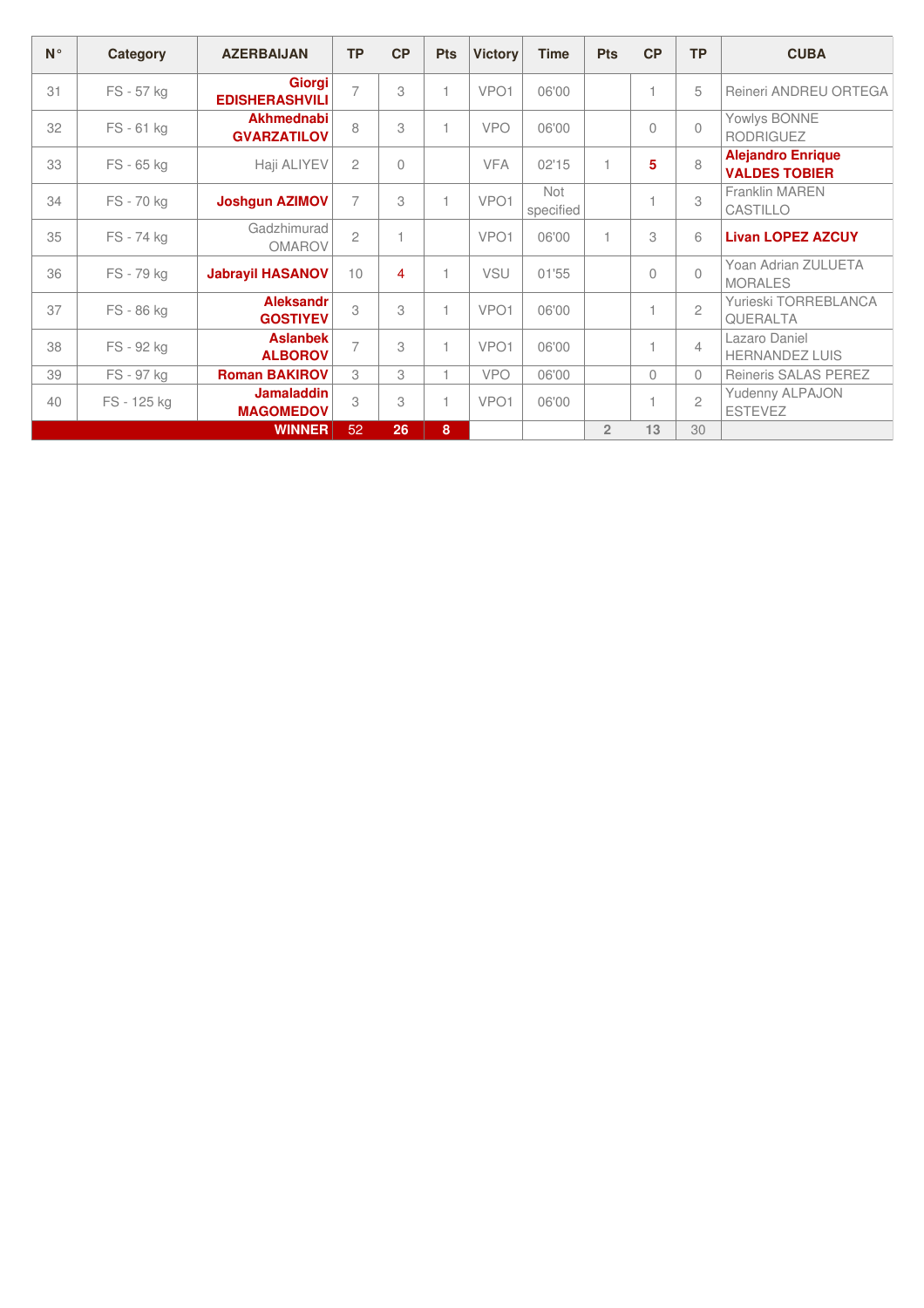| N° | Category | AZERBAIJAN | TP | CP | Pts | Victory | Time | Pts | CP | TP | CUBA |
|---|---|---|---|---|---|---|---|---|---|---|---|
| 31 | FS - 57 kg | **Giorgi EDISHERASHVILI** | 7 | 3 | 1 | VPO1 | 06'00 | | 1 | 5 | Reineri ANDREU ORTEGA |
| 32 | FS - 61 kg | **Akhmednabi GVARZATILOV** | 8 | 3 | 1 | VPO | 06'00 | | 0 | 0 | Yowlys BONNE RODRIGUEZ |
| 33 | FS - 65 kg | Haji ALIYEV | 2 | 0 | | VFA | 02'15 | 1 | 5 | 8 | **Alejandro Enrique VALDES TOBIER** |
| 34 | FS - 70 kg | **Joshgun AZIMOV** | 7 | 3 | 1 | VPO1 | Not specified | | 1 | 3 | Franklin MAREN CASTILLO |
| 35 | FS - 74 kg | Gadzhimurad OMAROV | 2 | 1 | | VPO1 | 06'00 | 1 | 3 | 6 | **Livan LOPEZ AZCUY** |
| 36 | FS - 79 kg | **Jabrayil HASANOV** | 10 | 4 | 1 | VSU | 01'55 | | 0 | 0 | Yoan Adrian ZULUETA MORALES |
| 37 | FS - 86 kg | **Aleksandr GOSTIYEV** | 3 | 3 | 1 | VPO1 | 06'00 | | 1 | 2 | Yurieski TORREBLANCA QUERALTA |
| 38 | FS - 92 kg | **Aslanbek ALBOROV** | 7 | 3 | 1 | VPO1 | 06'00 | | 1 | 4 | Lazaro Daniel HERNANDEZ LUIS |
| 39 | FS - 97 kg | **Roman BAKIROV** | 3 | 3 | 1 | VPO | 06'00 | | 0 | 0 | Reineris SALAS PEREZ |
| 40 | FS - 125 kg | **Jamaladdin MAGOMEDOV** | 3 | 3 | 1 | VPO1 | 06'00 | | 1 | 2 | Yudenny ALPAJON ESTEVEZ |
| | | **WINNER** | 52 | 26 | 8 | | | 2 | 13 | 30 | |